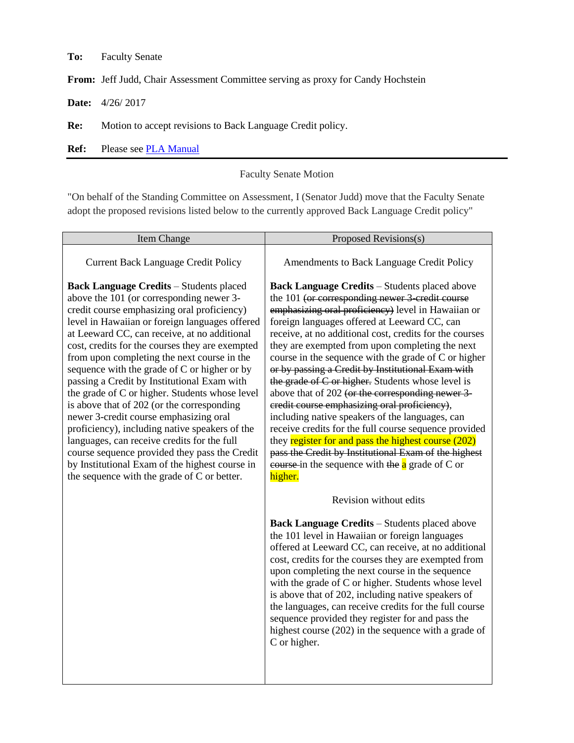**To:** Faculty Senate

**From:** Jeff Judd, Chair Assessment Committee serving as proxy for Candy Hochstein

**Date:** 4/26/ 2017

**Re:** Motion to accept revisions to Back Language Credit policy.

**Ref:** Please see [PLA Manual]()

---

Faculty Senate Motion

"On behalf of the Standing Committee on Assessment, I (Senator Judd) move that the Faculty Senate adopt the proposed revisions listed below to the currently approved Back Language Credit policy"

| Item Change | Proposed Revisions(s) |
|---|---|
| Current Back Language Credit Policy<br><br>**Back Language Credits** – Students placed above the 101 (or corresponding newer 3-credit course emphasizing oral proficiency) level in Hawaiian or foreign languages offered at Leeward CC, can receive, at no additional cost, credits for the courses they are exempted from upon completing the next course in the sequence with the grade of C or higher or by passing a Credit by Institutional Exam with the grade of C or higher. Students whose level is above that of 202 (or the corresponding newer 3-credit course emphasizing oral proficiency), including native speakers of the languages, can receive credits for the full course sequence provided they pass the Credit by Institutional Exam of the highest course in the sequence with the grade of C or better. | Amendments to Back Language Credit Policy<br><br>**Back Language Credits** – Students placed above the 101 ~~(or corresponding newer 3-credit course emphasizing oral proficiency)~~ level in Hawaiian or foreign languages offered at Leeward CC, can receive, at no additional cost, credits for the courses they are exempted from upon completing the next course in the sequence with the grade of C or higher ~~or by passing a Credit by Institutional Exam with the grade of C or higher.~~ Students whose level is above that of 202 ~~(or the corresponding newer 3-credit course emphasizing oral proficiency)~~, including native speakers of the languages, can receive credits for the full course sequence provided they register for and pass the highest course (202) ~~pass the Credit by Institutional Exam of the highest course~~ in the sequence with ~~the~~ a grade of C or higher.<br><br>Revision without edits<br><br>**Back Language Credits** – Students placed above the 101 level in Hawaiian or foreign languages offered at Leeward CC, can receive, at no additional cost, credits for the courses they are exempted from upon completing the next course in the sequence with the grade of C or higher. Students whose level is above that of 202, including native speakers of the languages, can receive credits for the full course sequence provided they register for and pass the highest course (202) in the sequence with a grade of C or higher. |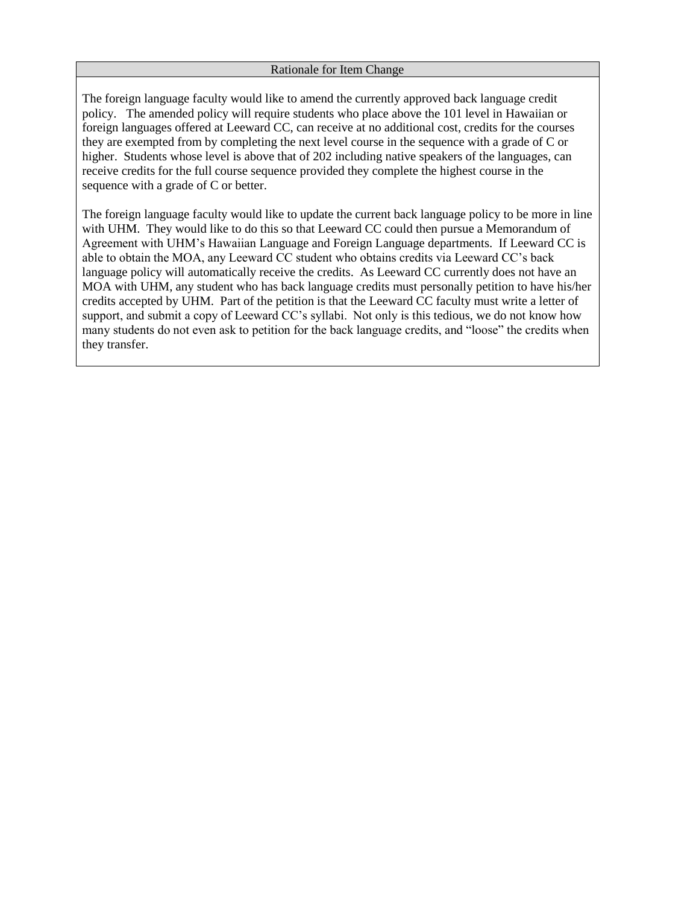| Rationale for Item Change |
| --- |
| The foreign language faculty would like to amend the currently approved back language credit policy. The amended policy will require students who place above the 101 level in Hawaiian or foreign languages offered at Leeward CC, can receive at no additional cost, credits for the courses they are exempted from by completing the next level course in the sequence with a grade of C or higher. Students whose level is above that of 202 including native speakers of the languages, can receive credits for the full course sequence provided they complete the highest course in the sequence with a grade of C or better.<br><br>The foreign language faculty would like to update the current back language policy to be more in line with UHM. They would like to do this so that Leeward CC could then pursue a Memorandum of Agreement with UHM's Hawaiian Language and Foreign Language departments. If Leeward CC is able to obtain the MOA, any Leeward CC student who obtains credits via Leeward CC's back language policy will automatically receive the credits. As Leeward CC currently does not have an MOA with UHM, any student who has back language credits must personally petition to have his/her credits accepted by UHM. Part of the petition is that the Leeward CC faculty must write a letter of support, and submit a copy of Leeward CC's syllabi. Not only is this tedious, we do not know how many students do not even ask to petition for the back language credits, and "loose" the credits when they transfer. |